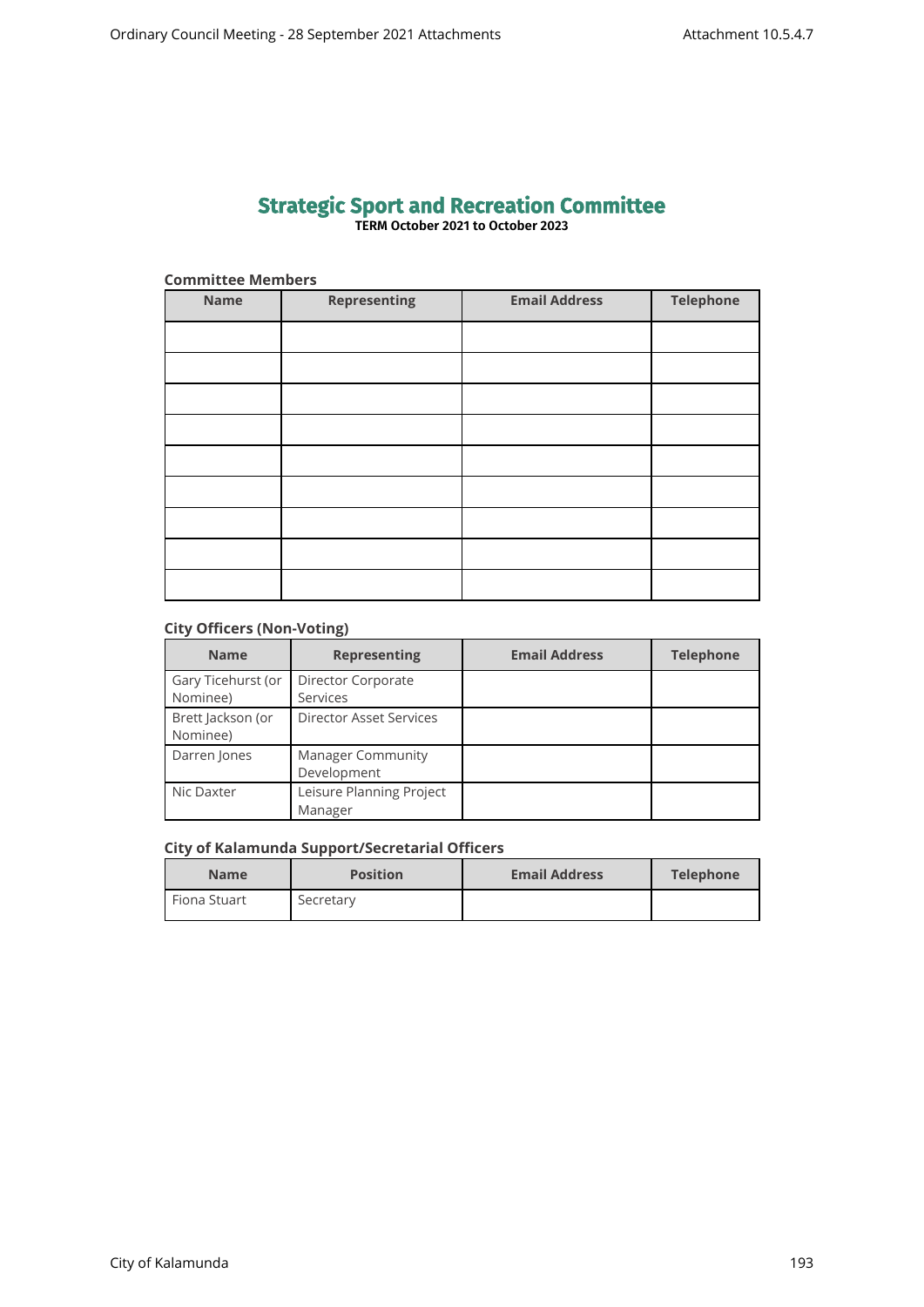# Strategic Sport and Recreation Committee

**TERM October 2021 to October 2023**

### Committee Members

| Name | Representing | Email Address | Telephone |
|---|---|---|---|
| | | | |
| | | | |
| | | | |
| | | | |
| | | | |
| | | | |
| | | | |
| | | | |
| | | | |

### City Officers (Non-Voting)

| Name | Representing | Email Address | Telephone |
|---|---|---|---|
| Gary Ticehurst (or Nominee) | Director Corporate Services | | |
| Brett Jackson (or Nominee) | Director Asset Services | | |
| Darren Jones | Manager Community Development | | |
| Nic Daxter | Leisure Planning Project Manager | | |

### City of Kalamunda Support/Secretarial Officers

| Name | Position | Email Address | Telephone |
|---|---|---|---|
| Fiona Stuart | Secretary | | |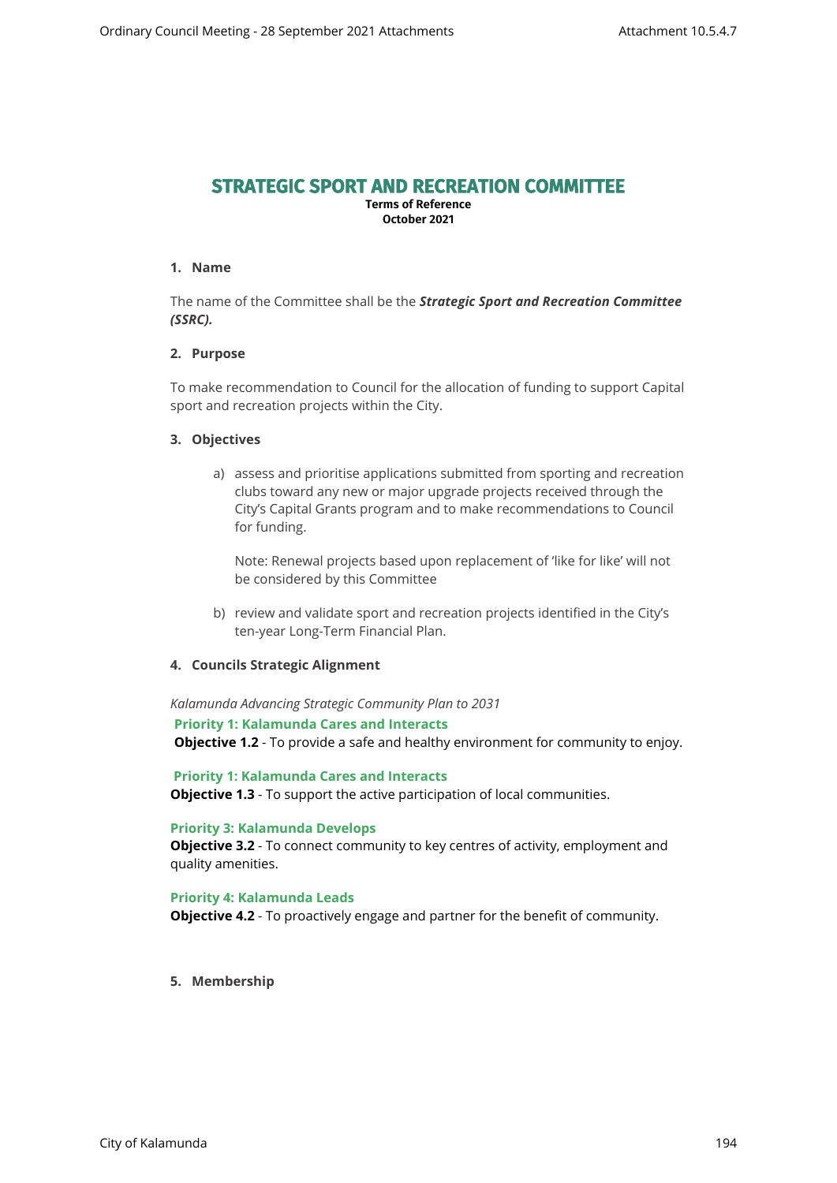# STRATEGIC SPORT AND RECREATION COMMITTEE

**Terms of Reference**
**October 2021**

**1. Name**

The name of the Committee shall be the ***Strategic Sport and Recreation Committee (SSRC).***

**2. Purpose**

To make recommendation to Council for the allocation of funding to support Capital sport and recreation projects within the City.

**3. Objectives**

a) assess and prioritise applications submitted from sporting and recreation clubs toward any new or major upgrade projects received through the City's Capital Grants program and to make recommendations to Council for funding.

   Note: Renewal projects based upon replacement of 'like for like' will not be considered by this Committee

b) review and validate sport and recreation projects identified in the City's ten-year Long-Term Financial Plan.

**4. Councils Strategic Alignment**

*Kalamunda Advancing Strategic Community Plan to 2031*

**Priority 1: Kalamunda Cares and Interacts**
**Objective 1.2** - To provide a safe and healthy environment for community to enjoy.

**Priority 1: Kalamunda Cares and Interacts**
**Objective 1.3** - To support the active participation of local communities.

**Priority 3: Kalamunda Develops**
**Objective 3.2** - To connect community to key centres of activity, employment and quality amenities.

**Priority 4: Kalamunda Leads**
**Objective 4.2** - To proactively engage and partner for the benefit of community.

**5. Membership**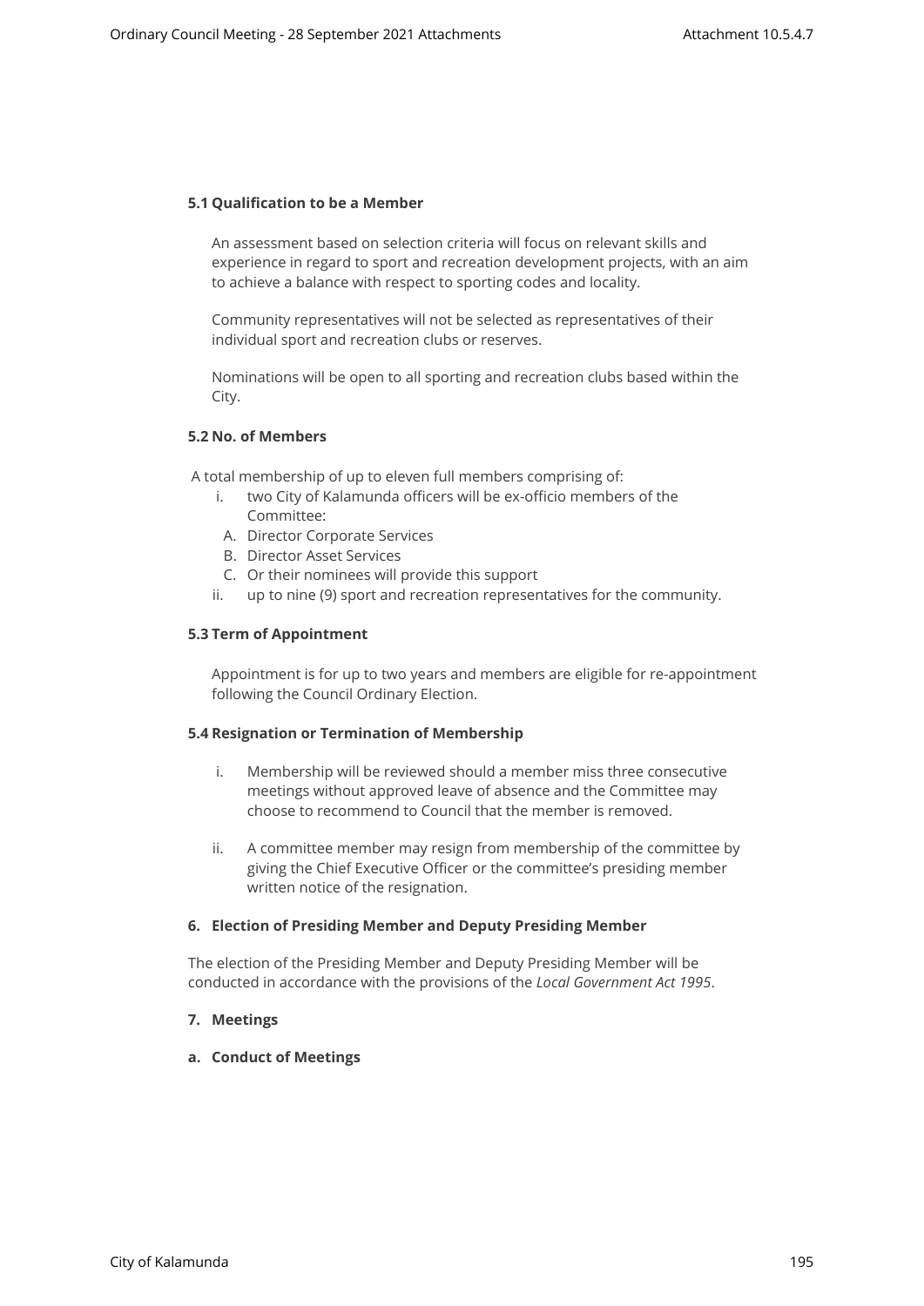### 5.1 Qualification to be a Member

An assessment based on selection criteria will focus on relevant skills and experience in regard to sport and recreation development projects, with an aim to achieve a balance with respect to sporting codes and locality.

Community representatives will not be selected as representatives of their individual sport and recreation clubs or reserves.

Nominations will be open to all sporting and recreation clubs based within the City.

### 5.2 No. of Members

A total membership of up to eleven full members comprising of:

i. two City of Kalamunda officers will be ex-officio members of the Committee:
   - A. Director Corporate Services
   - B. Director Asset Services
   - C. Or their nominees will provide this support

ii. up to nine (9) sport and recreation representatives for the community.

### 5.3 Term of Appointment

Appointment is for up to two years and members are eligible for re-appointment following the Council Ordinary Election.

### 5.4 Resignation or Termination of Membership

i. Membership will be reviewed should a member miss three consecutive meetings without approved leave of absence and the Committee may choose to recommend to Council that the member is removed.

ii. A committee member may resign from membership of the committee by giving the Chief Executive Officer or the committee's presiding member written notice of the resignation.

## 6. Election of Presiding Member and Deputy Presiding Member

The election of the Presiding Member and Deputy Presiding Member will be conducted in accordance with the provisions of the *Local Government Act 1995*.

## 7. Meetings

### a. Conduct of Meetings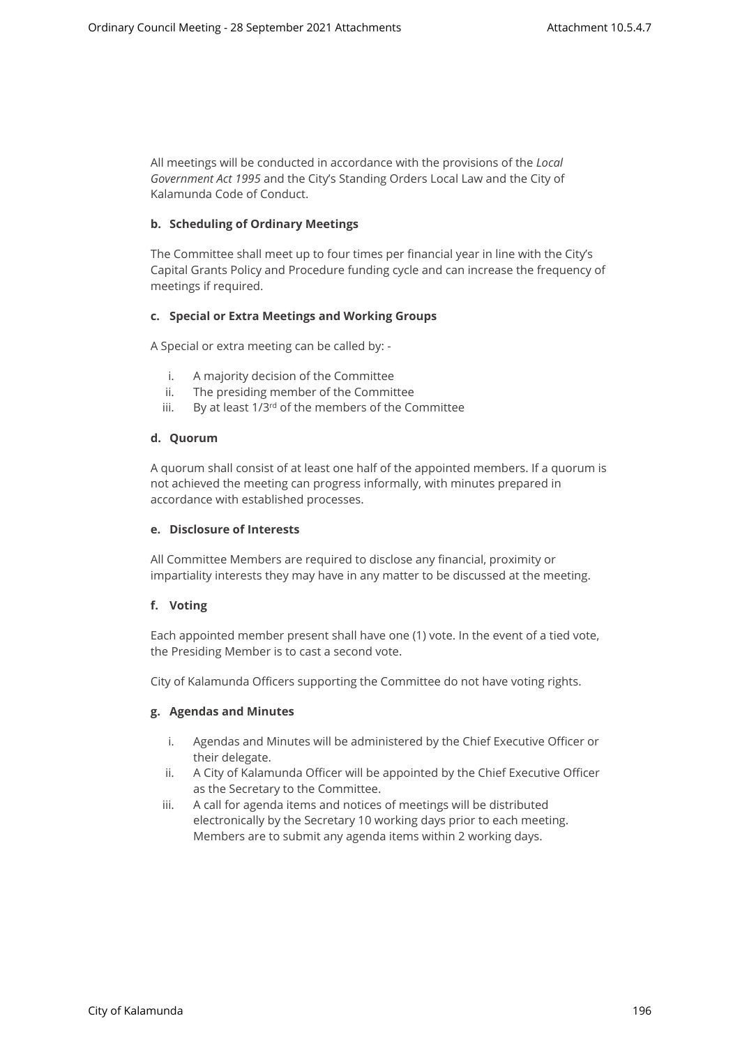All meetings will be conducted in accordance with the provisions of the *Local Government Act 1995* and the City's Standing Orders Local Law and the City of Kalamunda Code of Conduct.

**b. Scheduling of Ordinary Meetings**

The Committee shall meet up to four times per financial year in line with the City's Capital Grants Policy and Procedure funding cycle and can increase the frequency of meetings if required.

**c. Special or Extra Meetings and Working Groups**

A Special or extra meeting can be called by: -

i. A majority decision of the Committee
ii. The presiding member of the Committee
iii. By at least 1/3rd of the members of the Committee

**d. Quorum**

A quorum shall consist of at least one half of the appointed members. If a quorum is not achieved the meeting can progress informally, with minutes prepared in accordance with established processes.

**e. Disclosure of Interests**

All Committee Members are required to disclose any financial, proximity or impartiality interests they may have in any matter to be discussed at the meeting.

**f. Voting**

Each appointed member present shall have one (1) vote. In the event of a tied vote, the Presiding Member is to cast a second vote.

City of Kalamunda Officers supporting the Committee do not have voting rights.

**g. Agendas and Minutes**

i. Agendas and Minutes will be administered by the Chief Executive Officer or their delegate.
ii. A City of Kalamunda Officer will be appointed by the Chief Executive Officer as the Secretary to the Committee.
iii. A call for agenda items and notices of meetings will be distributed electronically by the Secretary 10 working days prior to each meeting. Members are to submit any agenda items within 2 working days.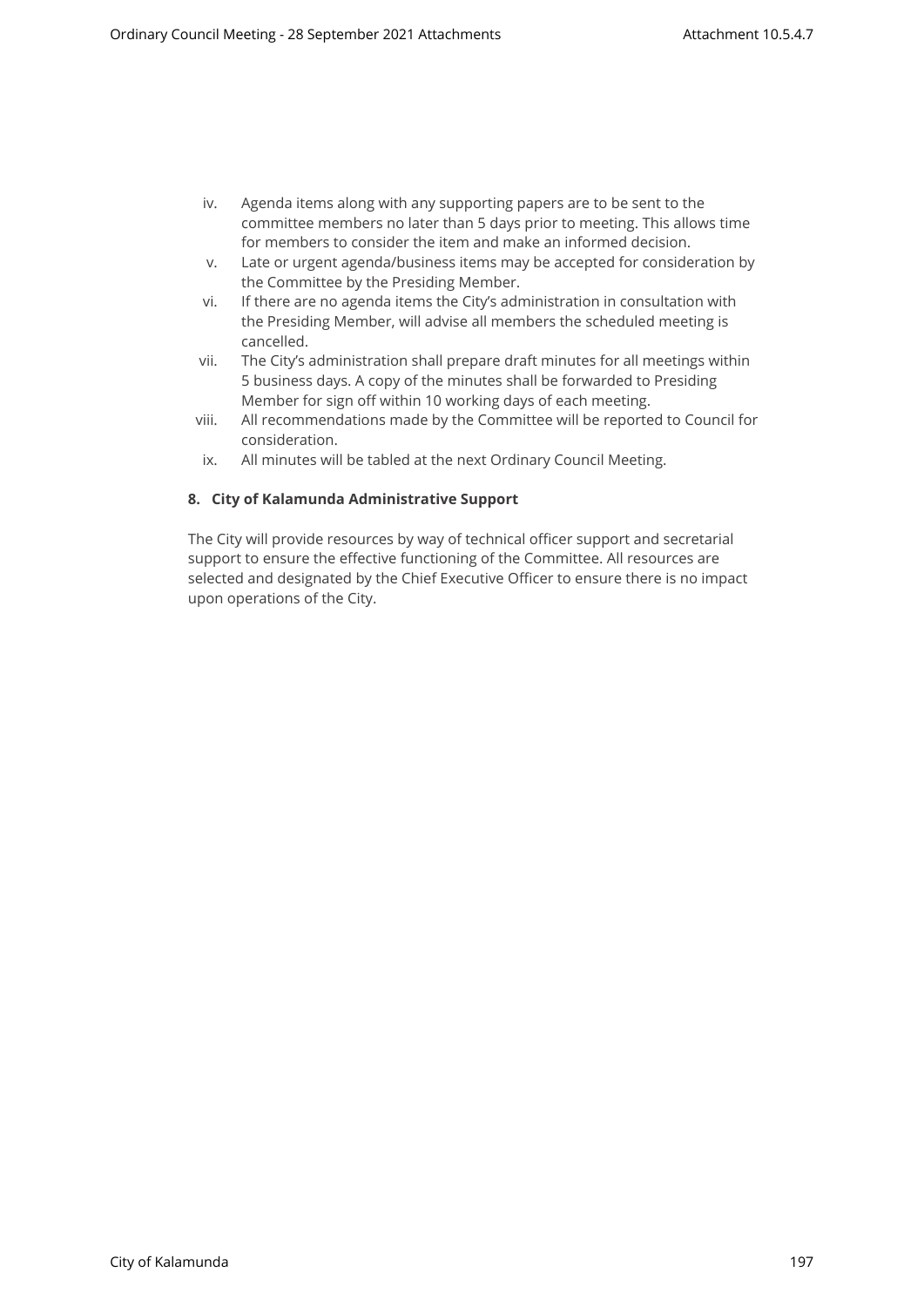iv. Agenda items along with any supporting papers are to be sent to the committee members no later than 5 days prior to meeting. This allows time for members to consider the item and make an informed decision.

v. Late or urgent agenda/business items may be accepted for consideration by the Committee by the Presiding Member.

vi. If there are no agenda items the City's administration in consultation with the Presiding Member, will advise all members the scheduled meeting is cancelled.

vii. The City's administration shall prepare draft minutes for all meetings within 5 business days. A copy of the minutes shall be forwarded to Presiding Member for sign off within 10 working days of each meeting.

viii. All recommendations made by the Committee will be reported to Council for consideration.

ix. All minutes will be tabled at the next Ordinary Council Meeting.

**8. City of Kalamunda Administrative Support**

The City will provide resources by way of technical officer support and secretarial support to ensure the effective functioning of the Committee. All resources are selected and designated by the Chief Executive Officer to ensure there is no impact upon operations of the City.